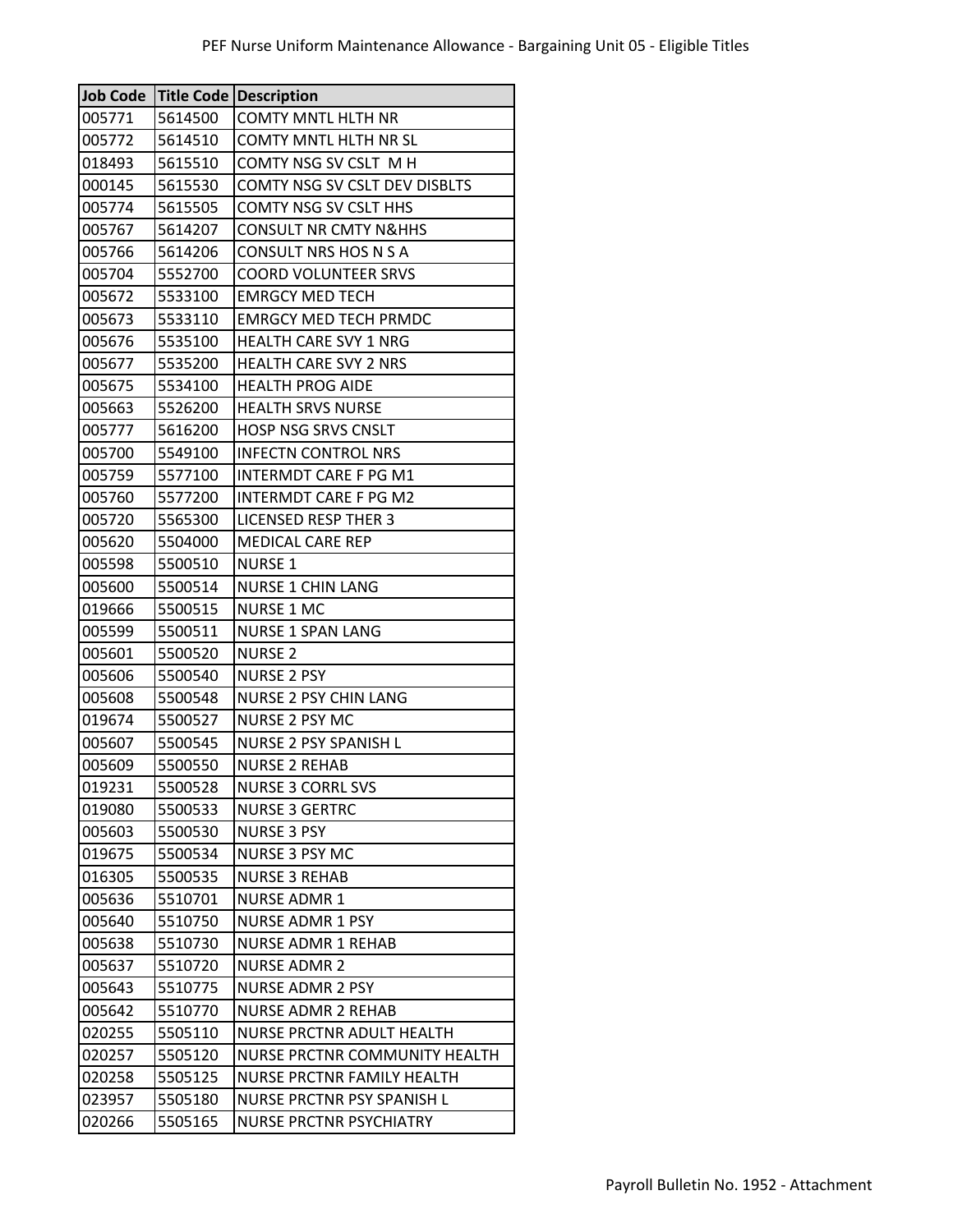# PEF Nurse Uniform Maintenance Allowance - Bargaining Unit 05 - Eligible Titles

| Job Code | Title Code | Description |
|---|---|---|
| 005771 | 5614500 | COMTY MNTL HLTH NR |
| 005772 | 5614510 | COMTY MNTL HLTH NR SL |
| 018493 | 5615510 | COMTY NSG SV CSLT M H |
| 000145 | 5615530 | COMTY NSG SV CSLT DEV DISBLTS |
| 005774 | 5615505 | COMTY NSG SV CSLT HHS |
| 005767 | 5614207 | CONSULT NR CMTY N&HHS |
| 005766 | 5614206 | CONSULT NRS HOS N S A |
| 005704 | 5552700 | COORD VOLUNTEER SRVS |
| 005672 | 5533100 | EMRGCY MED TECH |
| 005673 | 5533110 | EMRGCY MED TECH PRMDC |
| 005676 | 5535100 | HEALTH CARE SVY 1 NRG |
| 005677 | 5535200 | HEALTH CARE SVY 2 NRS |
| 005675 | 5534100 | HEALTH PROG AIDE |
| 005663 | 5526200 | HEALTH SRVS NURSE |
| 005777 | 5616200 | HOSP NSG SRVS CNSLT |
| 005700 | 5549100 | INFECTN CONTROL NRS |
| 005759 | 5577100 | INTERMDT CARE F PG M1 |
| 005760 | 5577200 | INTERMDT CARE F PG M2 |
| 005720 | 5565300 | LICENSED RESP THER 3 |
| 005620 | 5504000 | MEDICAL CARE REP |
| 005598 | 5500510 | NURSE 1 |
| 005600 | 5500514 | NURSE 1 CHIN LANG |
| 019666 | 5500515 | NURSE 1 MC |
| 005599 | 5500511 | NURSE 1 SPAN LANG |
| 005601 | 5500520 | NURSE 2 |
| 005606 | 5500540 | NURSE 2 PSY |
| 005608 | 5500548 | NURSE 2 PSY CHIN LANG |
| 019674 | 5500527 | NURSE 2 PSY MC |
| 005607 | 5500545 | NURSE 2 PSY SPANISH L |
| 005609 | 5500550 | NURSE 2 REHAB |
| 019231 | 5500528 | NURSE 3 CORRL SVS |
| 019080 | 5500533 | NURSE 3 GERTRC |
| 005603 | 5500530 | NURSE 3 PSY |
| 019675 | 5500534 | NURSE 3 PSY MC |
| 016305 | 5500535 | NURSE 3 REHAB |
| 005636 | 5510701 | NURSE ADMR 1 |
| 005640 | 5510750 | NURSE ADMR 1 PSY |
| 005638 | 5510730 | NURSE ADMR 1 REHAB |
| 005637 | 5510720 | NURSE ADMR 2 |
| 005643 | 5510775 | NURSE ADMR 2 PSY |
| 005642 | 5510770 | NURSE ADMR 2 REHAB |
| 020255 | 5505110 | NURSE PRCTNR ADULT HEALTH |
| 020257 | 5505120 | NURSE PRCTNR COMMUNITY HEALTH |
| 020258 | 5505125 | NURSE PRCTNR FAMILY HEALTH |
| 023957 | 5505180 | NURSE PRCTNR PSY SPANISH L |
| 020266 | 5505165 | NURSE PRCTNR PSYCHIATRY |

Payroll Bulletin No. 1952 - Attachment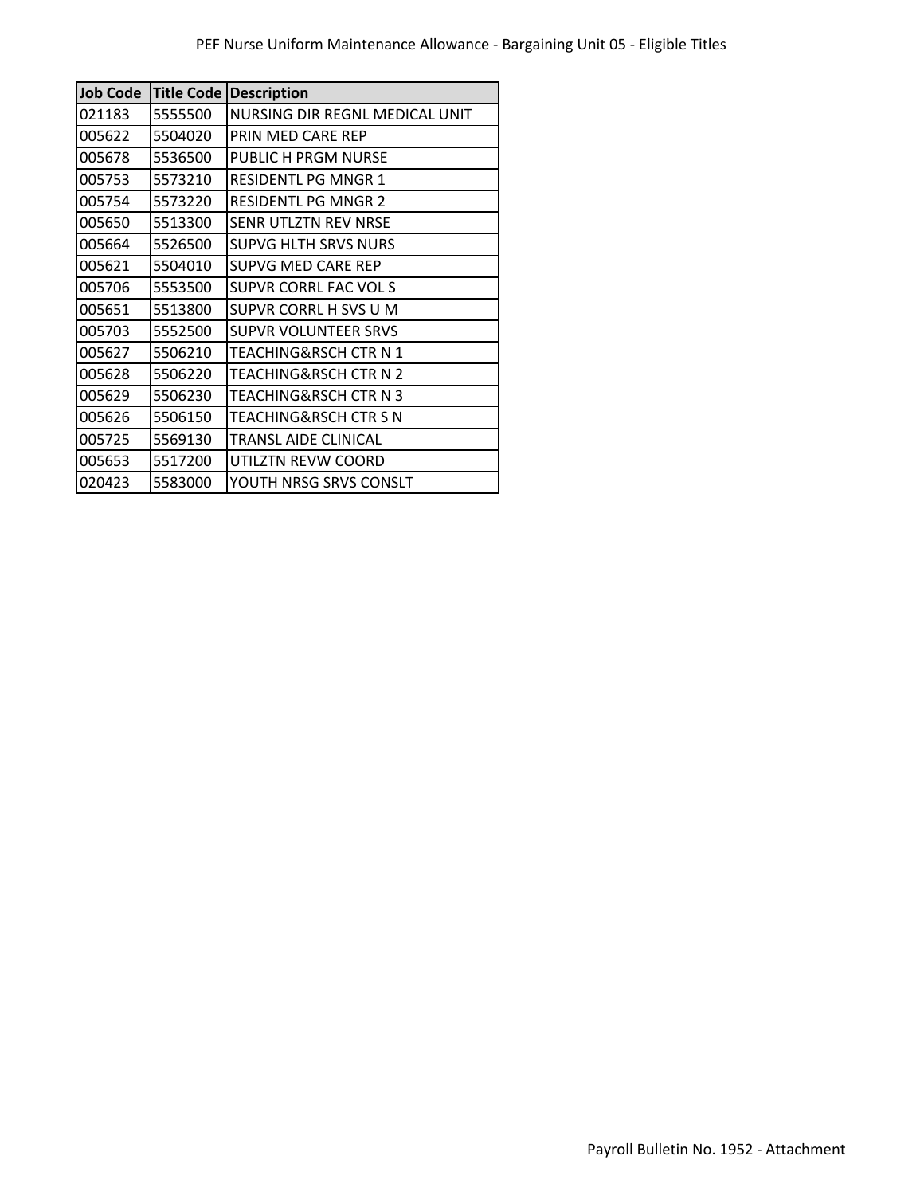| Job Code | Title Code | Description |
|---|---|---|
| 021183 | 5555500 | NURSING DIR REGNL MEDICAL UNIT |
| 005622 | 5504020 | PRIN MED CARE REP |
| 005678 | 5536500 | PUBLIC H PRGM NURSE |
| 005753 | 5573210 | RESIDENTL PG MNGR 1 |
| 005754 | 5573220 | RESIDENTL PG MNGR 2 |
| 005650 | 5513300 | SENR UTLZTN REV NRSE |
| 005664 | 5526500 | SUPVG HLTH SRVS NURS |
| 005621 | 5504010 | SUPVG MED CARE REP |
| 005706 | 5553500 | SUPVR CORRL FAC VOL S |
| 005651 | 5513800 | SUPVR CORRL H SVS U M |
| 005703 | 5552500 | SUPVR VOLUNTEER SRVS |
| 005627 | 5506210 | TEACHING&RSCH CTR N 1 |
| 005628 | 5506220 | TEACHING&RSCH CTR N 2 |
| 005629 | 5506230 | TEACHING&RSCH CTR N 3 |
| 005626 | 5506150 | TEACHING&RSCH CTR S N |
| 005725 | 5569130 | TRANSL AIDE CLINICAL |
| 005653 | 5517200 | UTILZTN REVW COORD |
| 020423 | 5583000 | YOUTH NRSG SRVS CONSLT |